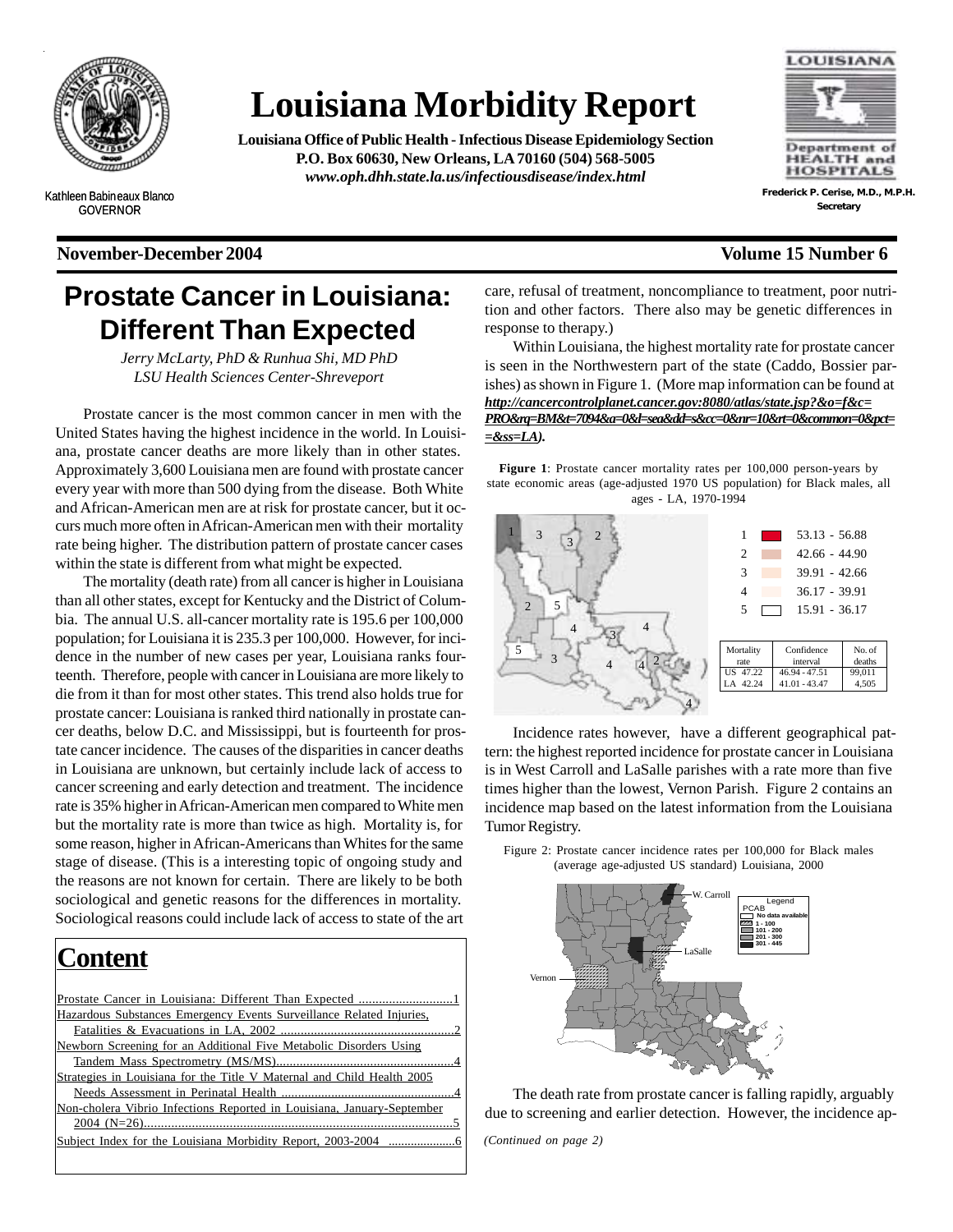# Louisiana Morbidity Report

**Louisiana Office of Public Health - Infectious Disease Epidemiology Section**
**P.O. Box 60630, New Orleans, LA 70160 (504) 568-5005**
***www.oph.dhh.state.la.us/infectiousdisease/index.html***

Kathleen Babineaux Blanco
GOVERNOR

**Frederick P. Cerise, M.D., M.P.H.**
**Secretary**

**November-December 2004** **Volume 15 Number 6**

## Prostate Cancer in Louisiana: Different Than Expected

*Jerry McLarty, PhD & Runhua Shi, MD PhD*
*LSU Health Sciences Center-Shreveport*

Prostate cancer is the most common cancer in men with the United States having the highest incidence in the world. In Louisiana, prostate cancer deaths are more likely than in other states. Approximately 3,600 Louisiana men are found with prostate cancer every year with more than 500 dying from the disease. Both White and African-American men are at risk for prostate cancer, but it occurs much more often in African-American men with their mortality rate being higher. The distribution pattern of prostate cancer cases within the state is different from what might be expected.

The mortality (death rate) from all cancer is higher in Louisiana than all other states, except for Kentucky and the District of Columbia. The annual U.S. all-cancer mortality rate is 195.6 per 100,000 population; for Louisiana it is 235.3 per 100,000. However, for incidence in the number of new cases per year, Louisiana ranks fourteenth. Therefore, people with cancer in Louisiana are more likely to die from it than for most other states. This trend also holds true for prostate cancer: Louisiana is ranked third nationally in prostate cancer deaths, below D.C. and Mississippi, but is fourteenth for prostate cancer incidence. The causes of the disparities in cancer deaths in Louisiana are unknown, but certainly include lack of access to cancer screening and early detection and treatment. The incidence rate is 35% higher in African-American men compared to White men but the mortality rate is more than twice as high. Mortality is, for some reason, higher in African-Americans than Whites for the same stage of disease. (This is a interesting topic of ongoing study and the reasons are not known for certain. There are likely to be both sociological and genetic reasons for the differences in mortality. Sociological reasons could include lack of access to state of the art care, refusal of treatment, noncompliance to treatment, poor nutrition and other factors. There also may be genetic differences in response to therapy.)

Within Louisiana, the highest mortality rate for prostate cancer is seen in the Northwestern part of the state (Caddo, Bossier parishes) as shown in Figure 1. (More map information can be found at ***http://cancercontrolplanet.cancer.gov:8080/atlas/state.jsp?&o=f&c=PRO&rq=BM&t=7094&a=0&l=sea&dd=s&cc=0&nr=10&rt=0&common=0&pct==&ss=LA).***

**Figure 1**: Prostate cancer mortality rates per 100,000 person-years by state economic areas (age-adjusted 1970 US population) for Black males, all ages - LA, 1970-1994

| | |
|---|---|
| 1 | 53.13 - 56.88 |
| 2 | 42.66 - 44.90 |
| 3 | 39.91 - 42.66 |
| 4 | 36.17 - 39.91 |
| 5 | 15.91 - 36.17 |

| Mortality rate | Confidence interval | No. of deaths |
|---|---|---|
| US 47.22 | 46.94 - 47.51 | 99,011 |
| LA 42.24 | 41.01 - 43.47 | 4,505 |

Incidence rates however, have a different geographical pattern: the highest reported incidence for prostate cancer in Louisiana is in West Carroll and LaSalle parishes with a rate more than five times higher than the lowest, Vernon Parish. Figure 2 contains an incidence map based on the latest information from the Louisiana Tumor Registry.

Figure 2: Prostate cancer incidence rates per 100,000 for Black males (average age-adjusted US standard) Louisiana, 2000

Legend
PCAB
No data available
1 - 100
101 - 200
201 - 300
301 - 445

The death rate from prostate cancer is falling rapidly, arguably due to screening and earlier detection. However, the incidence ap-

*(Continued on page 2)*

## Content

- Prostate Cancer in Louisiana: Different Than Expected ............................1
- Hazardous Substances Emergency Events Surveillance Related Injuries, Fatalities & Evacuations in LA, 2002 ....................................................2
- Newborn Screening for an Additional Five Metabolic Disorders Using Tandem Mass Spectrometry (MS/MS).....................................................4
- Strategies in Louisiana for the Title V Maternal and Child Health 2005 Needs Assessment in Perinatal Health ....................................................4
- Non-cholera Vibrio Infections Reported in Louisiana, January-September 2004 (N=26)..........................................................................................5
- Subject Index for the Louisiana Morbidity Report, 2003-2004 .....................6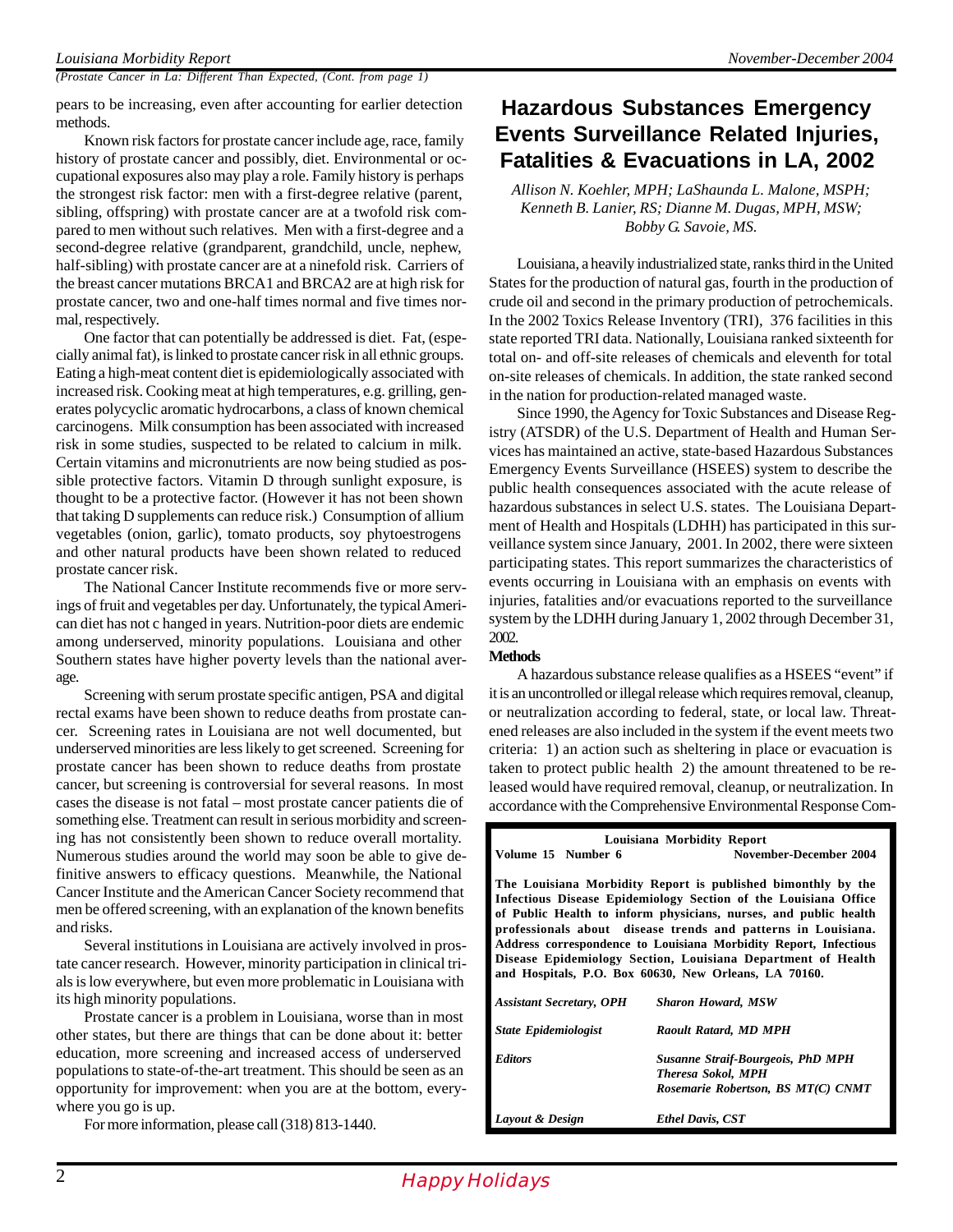*(Prostate Cancer in La: Different Than Expected, (Cont. from page 1)*

pears to be increasing, even after accounting for earlier detection methods.

Known risk factors for prostate cancer include age, race, family history of prostate cancer and possibly, diet. Environmental or occupational exposures also may play a role. Family history is perhaps the strongest risk factor: men with a first-degree relative (parent, sibling, offspring) with prostate cancer are at a twofold risk compared to men without such relatives. Men with a first-degree and a second-degree relative (grandparent, grandchild, uncle, nephew, half-sibling) with prostate cancer are at a ninefold risk. Carriers of the breast cancer mutations BRCA1 and BRCA2 are at high risk for prostate cancer, two and one-half times normal and five times normal, respectively.

One factor that can potentially be addressed is diet. Fat, (especially animal fat), is linked to prostate cancer risk in all ethnic groups. Eating a high-meat content diet is epidemiologically associated with increased risk. Cooking meat at high temperatures, e.g. grilling, generates polycyclic aromatic hydrocarbons, a class of known chemical carcinogens. Milk consumption has been associated with increased risk in some studies, suspected to be related to calcium in milk. Certain vitamins and micronutrients are now being studied as possible protective factors. Vitamin D through sunlight exposure, is thought to be a protective factor. (However it has not been shown that taking D supplements can reduce risk.) Consumption of allium vegetables (onion, garlic), tomato products, soy phytoestrogens and other natural products have been shown related to reduced prostate cancer risk.

The National Cancer Institute recommends five or more servings of fruit and vegetables per day. Unfortunately, the typical American diet has not c hanged in years. Nutrition-poor diets are endemic among underserved, minority populations. Louisiana and other Southern states have higher poverty levels than the national average.

Screening with serum prostate specific antigen, PSA and digital rectal exams have been shown to reduce deaths from prostate cancer. Screening rates in Louisiana are not well documented, but underserved minorities are less likely to get screened. Screening for prostate cancer has been shown to reduce deaths from prostate cancer, but screening is controversial for several reasons. In most cases the disease is not fatal – most prostate cancer patients die of something else. Treatment can result in serious morbidity and screening has not consistently been shown to reduce overall mortality. Numerous studies around the world may soon be able to give definitive answers to efficacy questions. Meanwhile, the National Cancer Institute and the American Cancer Society recommend that men be offered screening, with an explanation of the known benefits and risks.

Several institutions in Louisiana are actively involved in prostate cancer research. However, minority participation in clinical trials is low everywhere, but even more problematic in Louisiana with its high minority populations.

Prostate cancer is a problem in Louisiana, worse than in most other states, but there are things that can be done about it: better education, more screening and increased access of underserved populations to state-of-the-art treatment. This should be seen as an opportunity for improvement: when you are at the bottom, everywhere you go is up.

For more information, please call (318) 813-1440.

# Hazardous Substances Emergency Events Surveillance Related Injuries, Fatalities & Evacuations in LA, 2002

*Allison N. Koehler, MPH; LaShaunda L. Malone, MSPH; Kenneth B. Lanier, RS; Dianne M. Dugas, MPH, MSW; Bobby G. Savoie, MS.*

Louisiana, a heavily industrialized state, ranks third in the United States for the production of natural gas, fourth in the production of crude oil and second in the primary production of petrochemicals. In the 2002 Toxics Release Inventory (TRI), 376 facilities in this state reported TRI data. Nationally, Louisiana ranked sixteenth for total on- and off-site releases of chemicals and eleventh for total on-site releases of chemicals. In addition, the state ranked second in the nation for production-related managed waste.

Since 1990, the Agency for Toxic Substances and Disease Registry (ATSDR) of the U.S. Department of Health and Human Services has maintained an active, state-based Hazardous Substances Emergency Events Surveillance (HSEES) system to describe the public health consequences associated with the acute release of hazardous substances in select U.S. states. The Louisiana Department of Health and Hospitals (LDHH) has participated in this surveillance system since January, 2001. In 2002, there were sixteen participating states. This report summarizes the characteristics of events occurring in Louisiana with an emphasis on events with injuries, fatalities and/or evacuations reported to the surveillance system by the LDHH during January 1, 2002 through December 31, 2002.

**Methods**

A hazardous substance release qualifies as a HSEES "event" if it is an uncontrolled or illegal release which requires removal, cleanup, or neutralization according to federal, state, or local law. Threatened releases are also included in the system if the event meets two criteria: 1) an action such as sheltering in place or evacuation is taken to protect public health 2) the amount threatened to be released would have required removal, cleanup, or neutralization. In accordance with the Comprehensive Environmental Response Com-

---

**Louisiana Morbidity Report**
**Volume 15 Number 6** **November-December 2004**

**The Louisiana Morbidity Report is published bimonthly by the Infectious Disease Epidemiology Section of the Louisiana Office of Public Health to inform physicians, nurses, and public health professionals about disease trends and patterns in Louisiana. Address correspondence to Louisiana Morbidity Report, Infectious Disease Epidemiology Section, Louisiana Department of Health and Hospitals, P.O. Box 60630, New Orleans, LA 70160.**

| | |
|---|---|
| ***Assistant Secretary, OPH*** | ***Sharon Howard, MSW*** |
| ***State Epidemiologist*** | ***Raoult Ratard, MD MPH*** |
| ***Editors*** | ***Susanne Straif-Bourgeois, PhD MPH***<br>***Theresa Sokol, MPH***<br>***Rosemarie Robertson, BS MT(C) CNMT*** |
| ***Layout & Design*** | ***Ethel Davis, CST*** |

*Happy Holidays*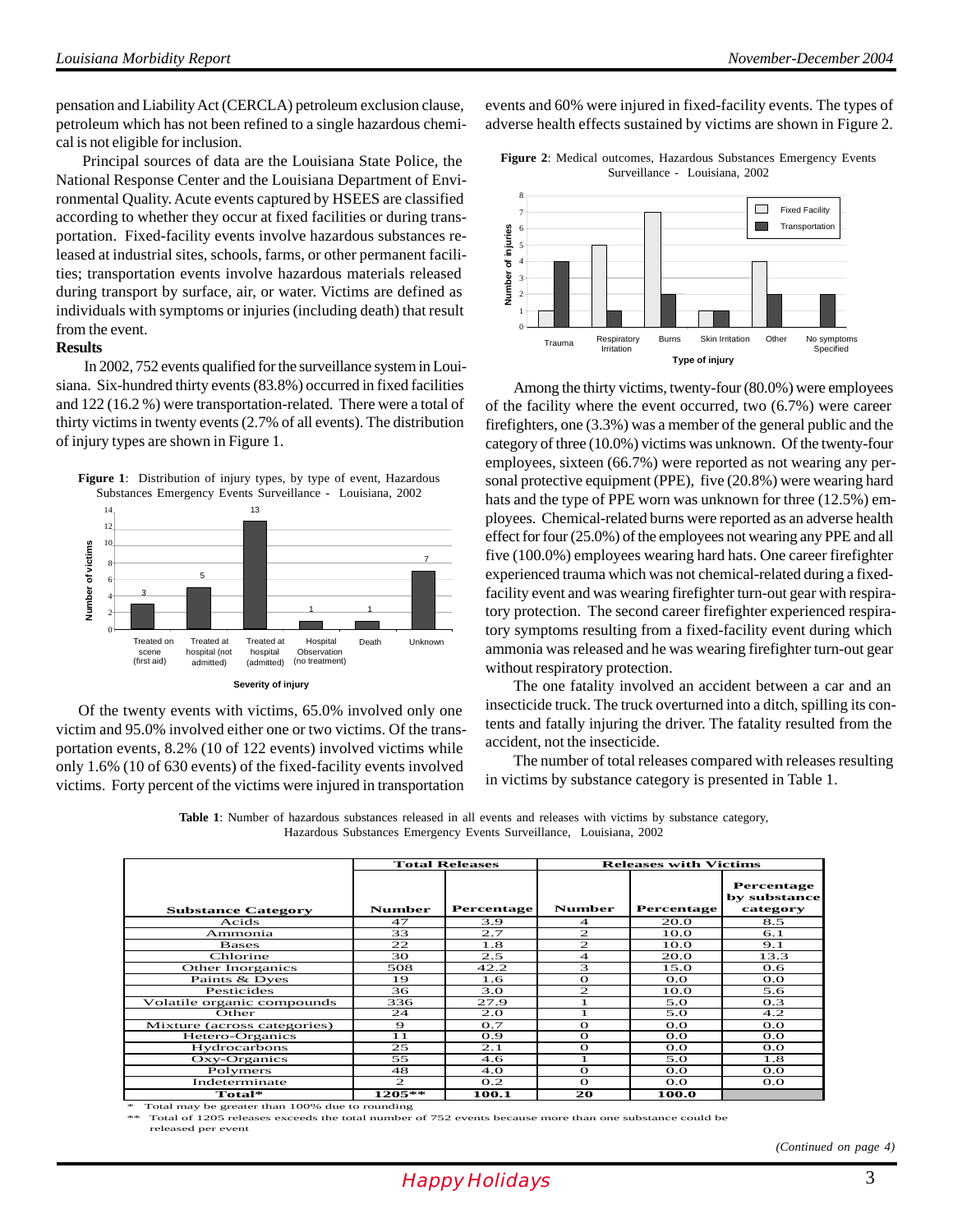pensation and Liability Act (CERCLA) petroleum exclusion clause, petroleum which has not been refined to a single hazardous chemical is not eligible for inclusion.

Principal sources of data are the Louisiana State Police, the National Response Center and the Louisiana Department of Environmental Quality. Acute events captured by HSEES are classified according to whether they occur at fixed facilities or during transportation. Fixed-facility events involve hazardous substances released at industrial sites, schools, farms, or other permanent facilities; transportation events involve hazardous materials released during transport by surface, air, or water. Victims are defined as individuals with symptoms or injuries (including death) that result from the event.

**Results**

In 2002, 752 events qualified for the surveillance system in Louisiana. Six-hundred thirty events (83.8%) occurred in fixed facilities and 122 (16.2 %) were transportation-related. There were a total of thirty victims in twenty events (2.7% of all events). The distribution of injury types are shown in Figure 1.

**Figure 1**: Distribution of injury types, by type of event, Hazardous Substances Emergency Events Surveillance - Louisiana, 2002

| Severity of injury | Number of victims |
|---|---|
| Treated on scene (first aid) | 3 |
| Treated at hospital (not admitted) | 5 |
| Treated at hospital (admitted) | 13 |
| Hospital Observation (no treatment) | 1 |
| Death | 1 |
| Unknown | 7 |

Of the twenty events with victims, 65.0% involved only one victim and 95.0% involved either one or two victims. Of the transportation events, 8.2% (10 of 122 events) involved victims while only 1.6% (10 of 630 events) of the fixed-facility events involved victims. Forty percent of the victims were injured in transportation events and 60% were injured in fixed-facility events. The types of adverse health effects sustained by victims are shown in Figure 2.

**Figure 2**: Medical outcomes, Hazardous Substances Emergency Events Surveillance - Louisiana, 2002

| Type of injury | Fixed Facility | Transportation |
|---|---|---|
| Trauma | 1 | 4 |
| Respiratory Irritation | 5 | 1 |
| Burns | 7 | 2 |
| Skin Irritation | 1 | 1 |
| Other | 4 | 2 |
| No symptoms Specified | 0 | 2 |

Among the thirty victims, twenty-four (80.0%) were employees of the facility where the event occurred, two (6.7%) were career firefighters, one (3.3%) was a member of the general public and the category of three (10.0%) victims was unknown. Of the twenty-four employees, sixteen (66.7%) were reported as not wearing any personal protective equipment (PPE), five (20.8%) were wearing hard hats and the type of PPE worn was unknown for three (12.5%) employees. Chemical-related burns were reported as an adverse health effect for four (25.0%) of the employees not wearing any PPE and all five (100.0%) employees wearing hard hats. One career firefighter experienced trauma which was not chemical-related during a fixed-facility event and was wearing firefighter turn-out gear with respiratory protection. The second career firefighter experienced respiratory symptoms resulting from a fixed-facility event during which ammonia was released and he was wearing firefighter turn-out gear without respiratory protection.

The one fatality involved an accident between a car and an insecticide truck. The truck overturned into a ditch, spilling its contents and fatally injuring the driver. The fatality resulted from the accident, not the insecticide.

The number of total releases compared with releases resulting in victims by substance category is presented in Table 1.

**Table 1**: Number of hazardous substances released in all events and releases with victims by substance category, Hazardous Substances Emergency Events Surveillance, Louisiana, 2002

| | Total Releases | | Releases with Victims | | |
|---|---|---|---|---|---|
| Substance Category | Number | Percentage | Number | Percentage | Percentage by substance category |
| Acids | 47 | 3.9 | 4 | 20.0 | 8.5 |
| Ammonia | 33 | 2.7 | 2 | 10.0 | 6.1 |
| Bases | 22 | 1.8 | 2 | 10.0 | 9.1 |
| Chlorine | 30 | 2.5 | 4 | 20.0 | 13.3 |
| Other Inorganics | 508 | 42.2 | 3 | 15.0 | 0.6 |
| Paints & Dyes | 19 | 1.6 | 0 | 0.0 | 0.0 |
| Pesticides | 36 | 3.0 | 2 | 10.0 | 5.6 |
| Volatile organic compounds | 336 | 27.9 | 1 | 5.0 | 0.3 |
| Other | 24 | 2.0 | 1 | 5.0 | 4.2 |
| Mixture (across categories) | 9 | 0.7 | 0 | 0.0 | 0.0 |
| Hetero-Organics | 11 | 0.9 | 0 | 0.0 | 0.0 |
| Hydrocarbons | 25 | 2.1 | 0 | 0.0 | 0.0 |
| Oxy-Organics | 55 | 4.6 | 1 | 5.0 | 1.8 |
| Polymers | 48 | 4.0 | 0 | 0.0 | 0.0 |
| Indeterminate | 2 | 0.2 | 0 | 0.0 | 0.0 |
| Total* | 1205** | 100.1 | 20 | 100.0 | |

\* Total may be greater than 100% due to rounding

\*\* Total of 1205 releases exceeds the total number of 752 events because more than one substance could be released per event

*(Continued on page 4)*

Happy Holidays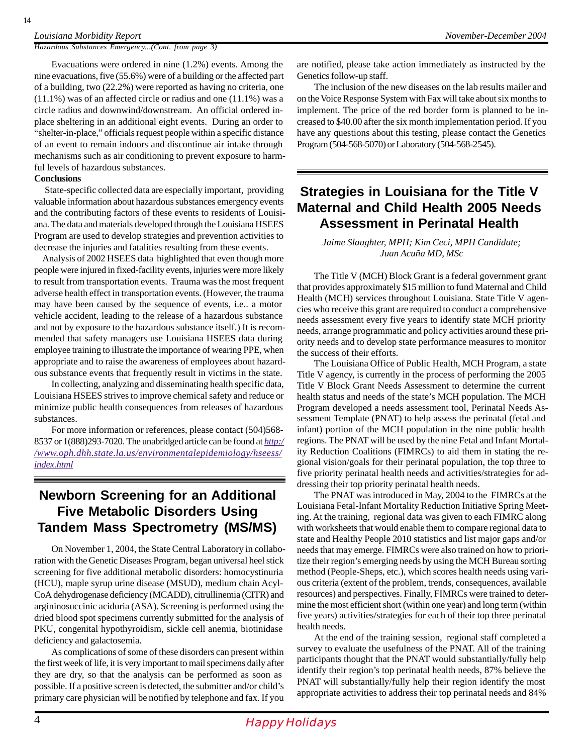*Hazardous Substances Emergency...(Cont. from page 3)*

Evacuations were ordered in nine (1.2%) events. Among the nine evacuations, five (55.6%) were of a building or the affected part of a building, two (22.2%) were reported as having no criteria, one (11.1%) was of an affected circle or radius and one (11.1%) was a circle radius and downwind/downstream. An official ordered in-place sheltering in an additional eight events. During an order to "shelter-in-place," officials request people within a specific distance of an event to remain indoors and discontinue air intake through mechanisms such as air conditioning to prevent exposure to harmful levels of hazardous substances.

**Conclusions**

State-specific collected data are especially important, providing valuable information about hazardous substances emergency events and the contributing factors of these events to residents of Louisiana. The data and materials developed through the Louisiana HSEES Program are used to develop strategies and prevention activities to decrease the injuries and fatalities resulting from these events.

Analysis of 2002 HSEES data highlighted that even though more people were injured in fixed-facility events, injuries were more likely to result from transportation events. Trauma was the most frequent adverse health effect in transportation events. (However, the trauma may have been caused by the sequence of events, i.e.. a motor vehicle accident, leading to the release of a hazardous substance and not by exposure to the hazardous substance itself.) It is recommended that safety managers use Louisiana HSEES data during employee training to illustrate the importance of wearing PPE, when appropriate and to raise the awareness of employees about hazardous substance events that frequently result in victims in the state.

In collecting, analyzing and disseminating health specific data, Louisiana HSEES strives to improve chemical safety and reduce or minimize public health consequences from releases of hazardous substances.

For more information or references, please contact (504)568-8537 or 1(888)293-7020. The unabridged article can be found at *http://www.oph.dhh.state.la.us/environmentalepidemiology/hseess/index.html*

## Newborn Screening for an Additional Five Metabolic Disorders Using Tandem Mass Spectrometry (MS/MS)

On November 1, 2004, the State Central Laboratory in collaboration with the Genetic Diseases Program, began universal heel stick screening for five additional metabolic disorders: homocystinuria (HCU), maple syrup urine disease (MSUD), medium chain Acyl-CoA dehydrogenase deficiency (MCADD), citrullinemia (CITR) and argininosuccinic aciduria (ASA). Screening is performed using the dried blood spot specimens currently submitted for the analysis of PKU, congenital hypothyroidism, sickle cell anemia, biotinidase deficiency and galactosemia.

As complications of some of these disorders can present within the first week of life, it is very important to mail specimens daily after they are dry, so that the analysis can be performed as soon as possible. If a positive screen is detected, the submitter and/or child's primary care physician will be notified by telephone and fax. If you are notified, please take action immediately as instructed by the Genetics follow-up staff.

The inclusion of the new diseases on the lab results mailer and on the Voice Response System with Fax will take about six months to implement. The price of the red border form is planned to be increased to $40.00 after the six month implementation period. If you have any questions about this testing, please contact the Genetics Program (504-568-5070) or Laboratory (504-568-2545).

## Strategies in Louisiana for the Title V Maternal and Child Health 2005 Needs Assessment in Perinatal Health

*Jaime Slaughter, MPH; Kim Ceci, MPH Candidate; Juan Acuña MD, MSc*

The Title V (MCH) Block Grant is a federal government grant that provides approximately $15 million to fund Maternal and Child Health (MCH) services throughout Louisiana. State Title V agencies who receive this grant are required to conduct a comprehensive needs assessment every five years to identify state MCH priority needs, arrange programmatic and policy activities around these priority needs and to develop state performance measures to monitor the success of their efforts.

The Louisiana Office of Public Health, MCH Program, a state Title V agency, is currently in the process of performing the 2005 Title V Block Grant Needs Assessment to determine the current health status and needs of the state's MCH population. The MCH Program developed a needs assessment tool, Perinatal Needs Assessment Template (PNAT) to help assess the perinatal (fetal and infant) portion of the MCH population in the nine public health regions. The PNAT will be used by the nine Fetal and Infant Mortality Reduction Coalitions (FIMRCs) to aid them in stating the regional vision/goals for their perinatal population, the top three to five priority perinatal health needs and activities/strategies for addressing their top priority perinatal health needs.

The PNAT was introduced in May, 2004 to the FIMRCs at the Louisiana Fetal-Infant Mortality Reduction Initiative Spring Meeting. At the training, regional data was given to each FIMRC along with worksheets that would enable them to compare regional data to state and Healthy People 2010 statistics and list major gaps and/or needs that may emerge. FIMRCs were also trained on how to prioritize their region's emerging needs by using the MCH Bureau sorting method (People-Sheps, etc.), which scores health needs using various criteria (extent of the problem, trends, consequences, available resources) and perspectives. Finally, FIMRCs were trained to determine the most efficient short (within one year) and long term (within five years) activities/strategies for each of their top three perinatal health needs.

At the end of the training session, regional staff completed a survey to evaluate the usefulness of the PNAT. All of the training participants thought that the PNAT would substantially/fully help identify their region's top perinatal health needs, 87% believe the PNAT will substantially/fully help their region identify the most appropriate activities to address their top perinatal needs and 84%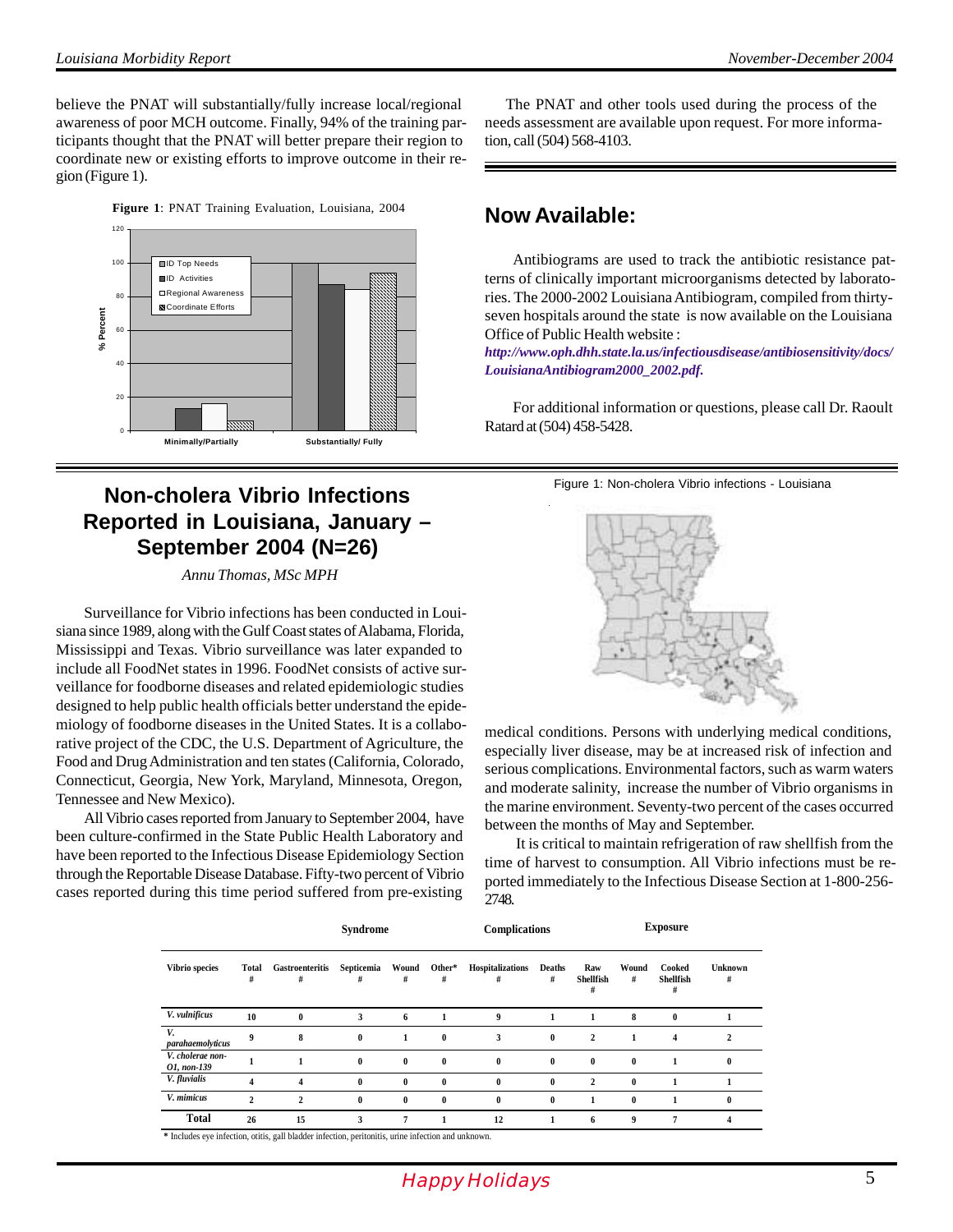believe the PNAT will substantially/fully increase local/regional awareness of poor MCH outcome. Finally, 94% of the training participants thought that the PNAT will better prepare their region to coordinate new or existing efforts to improve outcome in their region (Figure 1).

**Figure 1**: PNAT Training Evaluation, Louisiana, 2004

The PNAT and other tools used during the process of the needs assessment are available upon request. For more information, call (504) 568-4103.

## Now Available:

Antibiograms are used to track the antibiotic resistance patterns of clinically important microorganisms detected by laboratories. The 2000-2002 Louisiana Antibiogram, compiled from thirty-seven hospitals around the state is now available on the Louisiana Office of Public Health website : ***http://www.oph.dhh.state.la.us/infectiousdisease/antibiosensitivity/docs/LouisianaAntibiogram2000_2002.pdf.***

For additional information or questions, please call Dr. Raoult Ratard at (504) 458-5428.

## Non-cholera Vibrio Infections Reported in Louisiana, January – September 2004 (N=26)

*Annu Thomas, MSc MPH*

Surveillance for Vibrio infections has been conducted in Louisiana since 1989, along with the Gulf Coast states of Alabama, Florida, Mississippi and Texas. Vibrio surveillance was later expanded to include all FoodNet states in 1996. FoodNet consists of active surveillance for foodborne diseases and related epidemiologic studies designed to help public health officials better understand the epidemiology of foodborne diseases in the United States. It is a collaborative project of the CDC, the U.S. Department of Agriculture, the Food and Drug Administration and ten states (California, Colorado, Connecticut, Georgia, New York, Maryland, Minnesota, Oregon, Tennessee and New Mexico).

All Vibrio cases reported from January to September 2004, have been culture-confirmed in the State Public Health Laboratory and have been reported to the Infectious Disease Epidemiology Section through the Reportable Disease Database. Fifty-two percent of Vibrio cases reported during this time period suffered from pre-existing medical conditions. Persons with underlying medical conditions, especially liver disease, may be at increased risk of infection and serious complications. Environmental factors, such as warm waters and moderate salinity, increase the number of Vibrio organisms in the marine environment. Seventy-two percent of the cases occurred between the months of May and September.

Figure 1: Non-cholera Vibrio infections - Louisiana

It is critical to maintain refrigeration of raw shellfish from the time of harvest to consumption. All Vibrio infections must be reported immediately to the Infectious Disease Section at 1-800-256-2748.

| | | Syndrome | | | | Complications | | Exposure | | | |
|---|---|---|---|---|---|---|---|---|---|---|---|
| Vibrio species | Total # | Gastroenteritis # | Septicemia # | Wound # | Other* # | Hospitalizations # | Deaths # | Raw Shellfish # | Wound # | Cooked Shellfish # | Unknown # |
| *V. vulnificus* | 10 | 0 | 3 | 6 | 1 | 9 | 1 | 1 | 8 | 0 | 1 |
| *V. parahaemolyticus* | 9 | 8 | 0 | 1 | 0 | 3 | 0 | 2 | 1 | 4 | 2 |
| *V. cholerae non-O1, non-139* | 1 | 1 | 0 | 0 | 0 | 0 | 0 | 0 | 0 | 1 | 0 |
| *V. fluvialis* | 4 | 4 | 0 | 0 | 0 | 0 | 0 | 2 | 0 | 1 | 1 |
| *V. mimicus* | 2 | 2 | 0 | 0 | 0 | 0 | 0 | 1 | 0 | 1 | 0 |
| **Total** | 26 | 15 | 3 | 7 | 1 | 12 | 1 | 6 | 9 | 7 | 4 |

\* Includes eye infection, otitis, gall bladder infection, peritonitis, urine infection and unknown.

*Happy Holidays*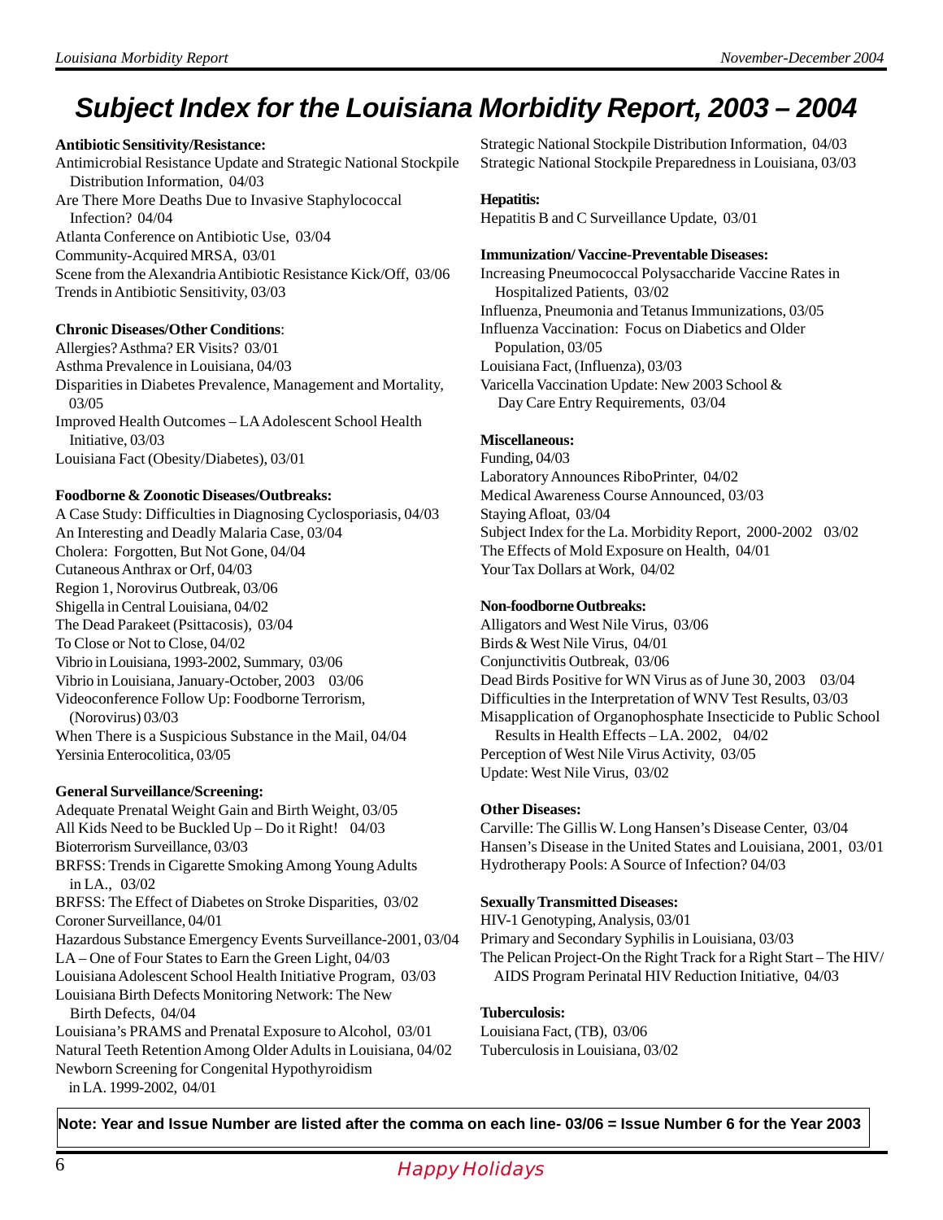# Subject Index for the Louisiana Morbidity Report, 2003 – 2004

**Antibiotic Sensitivity/Resistance:**

Antimicrobial Resistance Update and Strategic National Stockpile Distribution Information, 04/03
Are There More Deaths Due to Invasive Staphylococcal Infection? 04/04
Atlanta Conference on Antibiotic Use, 03/04
Community-Acquired MRSA, 03/01
Scene from the Alexandria Antibiotic Resistance Kick/Off, 03/06
Trends in Antibiotic Sensitivity, 03/03

**Chronic Diseases/Other Conditions**:

Allergies? Asthma? ER Visits? 03/01
Asthma Prevalence in Louisiana, 04/03
Disparities in Diabetes Prevalence, Management and Mortality, 03/05
Improved Health Outcomes – LA Adolescent School Health Initiative, 03/03
Louisiana Fact (Obesity/Diabetes), 03/01

**Foodborne & Zoonotic Diseases/Outbreaks:**

A Case Study: Difficulties in Diagnosing Cyclosporiasis, 04/03
An Interesting and Deadly Malaria Case, 03/04
Cholera: Forgotten, But Not Gone, 04/04
Cutaneous Anthrax or Orf, 04/03
Region 1, Norovirus Outbreak, 03/06
Shigella in Central Louisiana, 04/02
The Dead Parakeet (Psittacosis), 03/04
To Close or Not to Close, 04/02
Vibrio in Louisiana, 1993-2002, Summary, 03/06
Vibrio in Louisiana, January-October, 2003 03/06
Videoconference Follow Up: Foodborne Terrorism, (Norovirus) 03/03
When There is a Suspicious Substance in the Mail, 04/04
Yersinia Enterocolitica, 03/05

**General Surveillance/Screening:**

Adequate Prenatal Weight Gain and Birth Weight, 03/05
All Kids Need to be Buckled Up – Do it Right! 04/03
Bioterrorism Surveillance, 03/03
BRFSS: Trends in Cigarette Smoking Among Young Adults in LA., 03/02
BRFSS: The Effect of Diabetes on Stroke Disparities, 03/02
Coroner Surveillance, 04/01
Hazardous Substance Emergency Events Surveillance-2001, 03/04
LA – One of Four States to Earn the Green Light, 04/03
Louisiana Adolescent School Health Initiative Program, 03/03
Louisiana Birth Defects Monitoring Network: The New Birth Defects, 04/04
Louisiana's PRAMS and Prenatal Exposure to Alcohol, 03/01
Natural Teeth Retention Among Older Adults in Louisiana, 04/02
Newborn Screening for Congenital Hypothyroidism in LA. 1999-2002, 04/01
Strategic National Stockpile Distribution Information, 04/03
Strategic National Stockpile Preparedness in Louisiana, 03/03

**Hepatitis:**

Hepatitis B and C Surveillance Update, 03/01

**Immunization/ Vaccine-Preventable Diseases:**

Increasing Pneumococcal Polysaccharide Vaccine Rates in Hospitalized Patients, 03/02
Influenza, Pneumonia and Tetanus Immunizations, 03/05
Influenza Vaccination: Focus on Diabetics and Older Population, 03/05
Louisiana Fact, (Influenza), 03/03
Varicella Vaccination Update: New 2003 School & Day Care Entry Requirements, 03/04

**Miscellaneous:**

Funding, 04/03
Laboratory Announces RiboPrinter, 04/02
Medical Awareness Course Announced, 03/03
Staying Afloat, 03/04
Subject Index for the La. Morbidity Report, 2000-2002 03/02
The Effects of Mold Exposure on Health, 04/01
Your Tax Dollars at Work, 04/02

**Non-foodborne Outbreaks:**

Alligators and West Nile Virus, 03/06
Birds & West Nile Virus, 04/01
Conjunctivitis Outbreak, 03/06
Dead Birds Positive for WN Virus as of June 30, 2003 03/04
Difficulties in the Interpretation of WNV Test Results, 03/03
Misapplication of Organophosphate Insecticide to Public School Results in Health Effects – LA. 2002, 04/02
Perception of West Nile Virus Activity, 03/05
Update: West Nile Virus, 03/02

**Other Diseases:**

Carville: The Gillis W. Long Hansen's Disease Center, 03/04
Hansen's Disease in the United States and Louisiana, 2001, 03/01
Hydrotherapy Pools: A Source of Infection? 04/03

**Sexually Transmitted Diseases:**

HIV-1 Genotyping, Analysis, 03/01
Primary and Secondary Syphilis in Louisiana, 03/03
The Pelican Project-On the Right Track for a Right Start – The HIV/AIDS Program Perinatal HIV Reduction Initiative, 04/03

**Tuberculosis:**

Louisiana Fact, (TB), 03/06
Tuberculosis in Louisiana, 03/02

**Note: Year and Issue Number are listed after the comma on each line- 03/06 = Issue Number 6 for the Year 2003**

*Happy Holidays*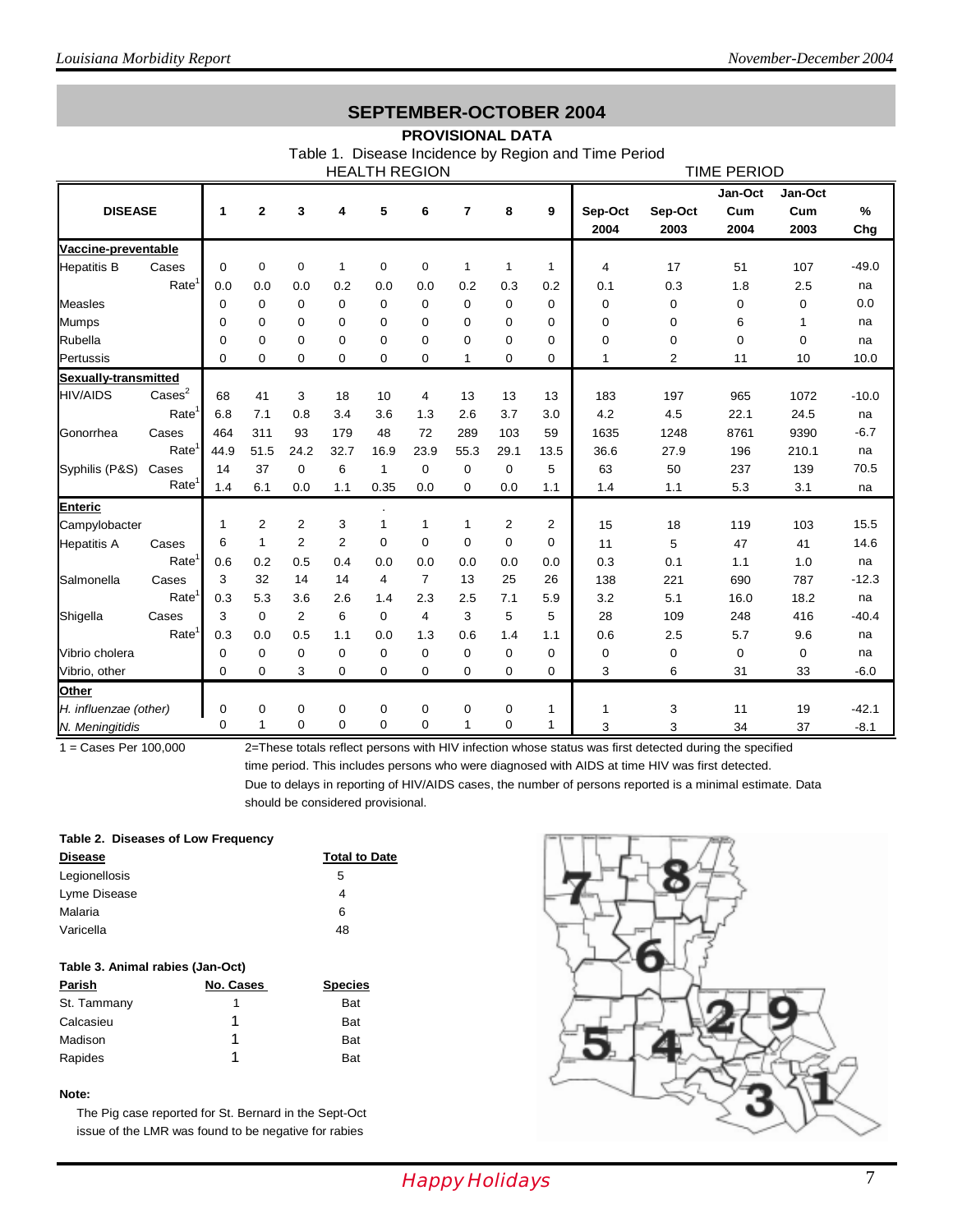## SEPTEMBER-OCTOBER 2004

### PROVISIONAL DATA

Table 1. Disease Incidence by Region and Time Period

| DISEASE | | HEALTH REGION 1 | 2 | 3 | 4 | 5 | 6 | 7 | 8 | 9 | TIME PERIOD Sep-Oct 2004 | Sep-Oct 2003 | Jan-Oct Cum 2004 | Jan-Oct Cum 2003 | % Chg |
|---|---|---|---|---|---|---|---|---|---|---|---|---|---|---|---|
| **Vaccine-preventable** | | | | | | | | | | | | | | | |
| Hepatitis B | Cases | 0 | 0 | 0 | 1 | 0 | 0 | 1 | 1 | 1 | 4 | 17 | 51 | 107 | -49.0 |
| | Rate[1] | 0.0 | 0.0 | 0.0 | 0.2 | 0.0 | 0.0 | 0.2 | 0.3 | 0.2 | 0.1 | 0.3 | 1.8 | 2.5 | na |
| Measles | | 0 | 0 | 0 | 0 | 0 | 0 | 0 | 0 | 0 | 0 | 0 | 0 | 0 | 0.0 |
| Mumps | | 0 | 0 | 0 | 0 | 0 | 0 | 0 | 0 | 0 | 0 | 0 | 6 | 1 | na |
| Rubella | | 0 | 0 | 0 | 0 | 0 | 0 | 0 | 0 | 0 | 0 | 0 | 0 | 0 | na |
| Pertussis | | 0 | 0 | 0 | 0 | 0 | 0 | 1 | 0 | 0 | 1 | 2 | 11 | 10 | 10.0 |
| **Sexually-transmitted** | | | | | | | | | | | | | | | |
| HIV/AIDS | Cases[2] | 68 | 41 | 3 | 18 | 10 | 4 | 13 | 13 | 13 | 183 | 197 | 965 | 1072 | -10.0 |
| | Rate[1] | 6.8 | 7.1 | 0.8 | 3.4 | 3.6 | 1.3 | 2.6 | 3.7 | 3.0 | 4.2 | 4.5 | 22.1 | 24.5 | na |
| Gonorrhea | Cases | 464 | 311 | 93 | 179 | 48 | 72 | 289 | 103 | 59 | 1635 | 1248 | 8761 | 9390 | -6.7 |
| | Rate[1] | 44.9 | 51.5 | 24.2 | 32.7 | 16.9 | 23.9 | 55.3 | 29.1 | 13.5 | 36.6 | 27.9 | 196 | 210.1 | na |
| Syphilis (P&S) | Cases | 14 | 37 | 0 | 6 | 1 | 0 | 0 | 0 | 5 | 63 | 50 | 237 | 139 | 70.5 |
| | Rate[1] | 1.4 | 6.1 | 0.0 | 1.1 | 0.35 | 0.0 | 0 | 0.0 | 1.1 | 1.4 | 1.1 | 5.3 | 3.1 | na |
| **Enteric** | | | | | | | | | | | | | | | |
| Campylobacter | | 1 | 2 | 2 | 3 | 1 | 1 | 1 | 2 | 2 | 15 | 18 | 119 | 103 | 15.5 |
| Hepatitis A | Cases | 6 | 1 | 2 | 2 | 0 | 0 | 0 | 0 | 0 | 11 | 5 | 47 | 41 | 14.6 |
| | Rate[1] | 0.6 | 0.2 | 0.5 | 0.4 | 0.0 | 0.0 | 0.0 | 0.0 | 0.0 | 0.3 | 0.1 | 1.1 | 1.0 | na |
| Salmonella | Cases | 3 | 32 | 14 | 14 | 4 | 7 | 13 | 25 | 26 | 138 | 221 | 690 | 787 | -12.3 |
| | Rate[1] | 0.3 | 5.3 | 3.6 | 2.6 | 1.4 | 2.3 | 2.5 | 7.1 | 5.9 | 3.2 | 5.1 | 16.0 | 18.2 | na |
| Shigella | Cases | 3 | 0 | 2 | 6 | 0 | 4 | 3 | 5 | 5 | 28 | 109 | 248 | 416 | -40.4 |
| | Rate[1] | 0.3 | 0.0 | 0.5 | 1.1 | 0.0 | 1.3 | 0.6 | 1.4 | 1.1 | 0.6 | 2.5 | 5.7 | 9.6 | na |
| Vibrio cholera | | 0 | 0 | 0 | 0 | 0 | 0 | 0 | 0 | 0 | 0 | 0 | 0 | 0 | na |
| Vibrio, other | | 0 | 0 | 3 | 0 | 0 | 0 | 0 | 0 | 0 | 3 | 6 | 31 | 33 | -6.0 |
| **Other** | | | | | | | | | | | | | | | |
| *H. influenzae (other)* | | 0 | 0 | 0 | 0 | 0 | 0 | 0 | 0 | 1 | 1 | 3 | 11 | 19 | -42.1 |
| *N. Meningitidis* | | 0 | 1 | 0 | 0 | 0 | 0 | 1 | 0 | 1 | 3 | 3 | 34 | 37 | -8.1 |

1 = Cases Per 100,000

2=These totals reflect persons with HIV infection whose status was first detected during the specified time period. This includes persons who were diagnosed with AIDS at time HIV was first detected. Due to delays in reporting of HIV/AIDS cases, the number of persons reported is a minimal estimate. Data should be considered provisional.

**Table 2. Diseases of Low Frequency**

| Disease | Total to Date |
|---|---|
| Legionellosis | 5 |
| Lyme Disease | 4 |
| Malaria | 6 |
| Varicella | 48 |

**Table 3. Animal rabies (Jan-Oct)**

| Parish | No. Cases | Species |
|---|---|---|
| St. Tammany | 1 | Bat |
| Calcasieu | 1 | Bat |
| Madison | 1 | Bat |
| Rapides | 1 | Bat |

**Note:**

The Pig case reported for St. Bernard in the Sept-Oct issue of the LMR was found to be negative for rabies

*Happy Holidays*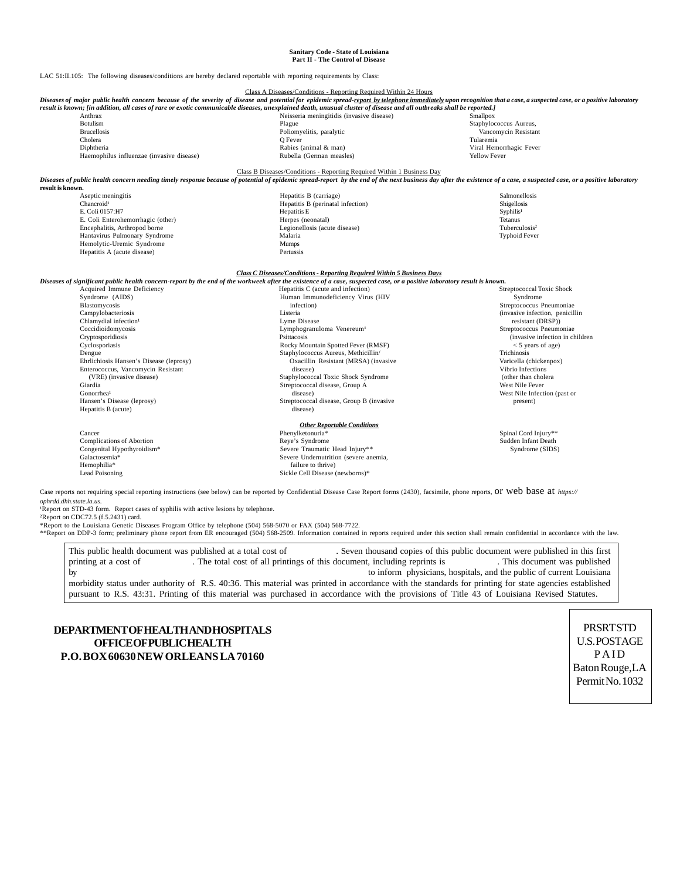**Sanitary Code - State of Louisiana**
**Part II - The Control of Disease**

LAC 51:II.105: The following diseases/conditions are hereby declared reportable with reporting requirements by Class:

Class A Diseases/Conditions - Reporting Required Within 24 Hours

***Diseases of major public health concern because of the severity of disease and potential for epidemic spread-report by telephone immediately upon recognition that a case, a suspected case, or a positive laboratory result is known; [in addition, all cases of rare or exotic communicable diseases, unexplained death, unusual cluster of disease and all outbreaks shall be reported.]***

- Anthrax
- Botulism
- Brucellosis
- Cholera
- Diphtheria
- Haemophilus influenzae (invasive disease)
- Neisseria meningitidis (invasive disease)
- Plague
- Poliomyelitis, paralytic
- Q Fever
- Rabies (animal & man)
- Rubella (German measles)
- Smallpox
- Staphylococcus Aureus, Vancomycin Resistant
- Tularemia
- Viral Hemorrhagic Fever
- Yellow Fever

Class B Diseases/Conditions - Reporting Required Within 1 Business Day

***Diseases of public health concern needing timely response because of potential of epidemic spread-report by the end of the next business day after the existence of a case, a suspected case, or a positive laboratory result is known.***

- Aseptic meningitis
- Chancroid[1]
- E. Coli 0157:H7
- E. Coli Enterohemorrhagic (other)
- Encephalitis, Arthropod borne
- Hantavirus Pulmonary Syndrome
- Hemolytic-Uremic Syndrome
- Hepatitis A (acute disease)
- Hepatitis B (carriage)
- Hepatitis B (perinatal infection)
- Hepatitis E
- Herpes (neonatal)
- Legionellosis (acute disease)
- Malaria
- Mumps
- Pertussis
- Salmonellosis
- Shigellosis
- Syphilis[1]
- Tetanus
- Tuberculosis[2]
- Typhoid Fever

***Class C Diseases/Conditions - Reporting Required Within 5 Business Days***

***Diseases of significant public health concern-report by the end of the workweek after the existence of a case, suspected case, or a positive laboratory result is known.***

- Acquired Immune Deficiency Syndrome (AIDS)
- Blastomycosis
- Campylobacteriosis
- Chlamydial infection[1]
- Coccidioidomycosis
- Cryptosporidiosis
- Cyclosporiasis
- Dengue
- Ehrlichiosis Hansen's Disease (leprosy)
- Enterococcus, Vancomycin Resistant (VRE) (invasive disease)
- Giardia
- Gonorrhea[1]
- Hansen's Disease (leprosy)
- Hepatitis B (acute)
- Hepatitis C (acute and infection)
- Human Immunodeficiency Virus (HIV infection)
- Listeria
- Lyme Disease
- Lymphogranuloma Venereum[1]
- Psittacosis
- Rocky Mountain Spotted Fever (RMSF)
- Staphylococcus Aureus, Methicillin/ Oxacillin Resistant (MRSA) (invasive disease)
- Staphylococcal Toxic Shock Syndrome
- Streptococcal disease, Group A disease)
- Streptococcal disease, Group B (invasive disease)
- Streptococcal Toxic Shock Syndrome
- Streptococcus Pneumoniae (invasive infection, penicillin resistant (DRSP))
- Streptococcus Pneumoniae (invasive infection in children < 5 years of age)
- Trichinosis
- Varicella (chickenpox)
- Vibrio Infections (other than cholera
- West Nile Fever
- West Nile Infection (past or present)

***Other Reportable Conditions***

- Cancer
- Complications of Abortion
- Congenital Hypothyroidism*
- Galactosemia*
- Hemophilia*
- Lead Poisoning
- Phenylketonuria*
- Reye's Syndrome
- Severe Traumatic Head Injury**
- Severe Undernutrition (severe anemia, failure to thrive)
- Sickle Cell Disease (newborns)*
- Spinal Cord Injury**
- Sudden Infant Death Syndrome (SIDS)

Case reports not requiring special reporting instructions (see below) can be reported by Confidential Disease Case Report forms (2430), facsimile, phone reports, or web base at *https://ophrdd.dhh.state.la.us.*

[1]Report on STD-43 form. Report cases of syphilis with active lesions by telephone.

[2]Report on CDC72.5 (f.5.2431) card.

*Report to the Louisiana Genetic Diseases Program Office by telephone (504) 568-5070 or FAX (504) 568-7722.

**Report on DDP-3 form; preliminary phone report from ER encouraged (504) 568-2509. Information contained in reports required under this section shall remain confidential in accordance with the law.

This public health document was published at a total cost of . Seven thousand copies of this public document were published in this first printing at a cost of . The total cost of all printings of this document, including reprints is . This document was published by to inform physicians, hospitals, and the public of current Louisiana morbidity status under authority of R.S. 40:36. This material was printed in accordance with the standards for printing for state agencies established pursuant to R.S. 43:31. Printing of this material was purchased in accordance with the provisions of Title 43 of Louisiana Revised Statutes.

**DEPARTMENT OF HEALTH AND HOSPITALS**
**OFFICE OF PUBLIC HEALTH**
**P.O. BOX 60630 NEW ORLEANS LA 70160**

PRSRT STD
U.S. POSTAGE
PAID
Baton Rouge, LA
Permit No. 1032